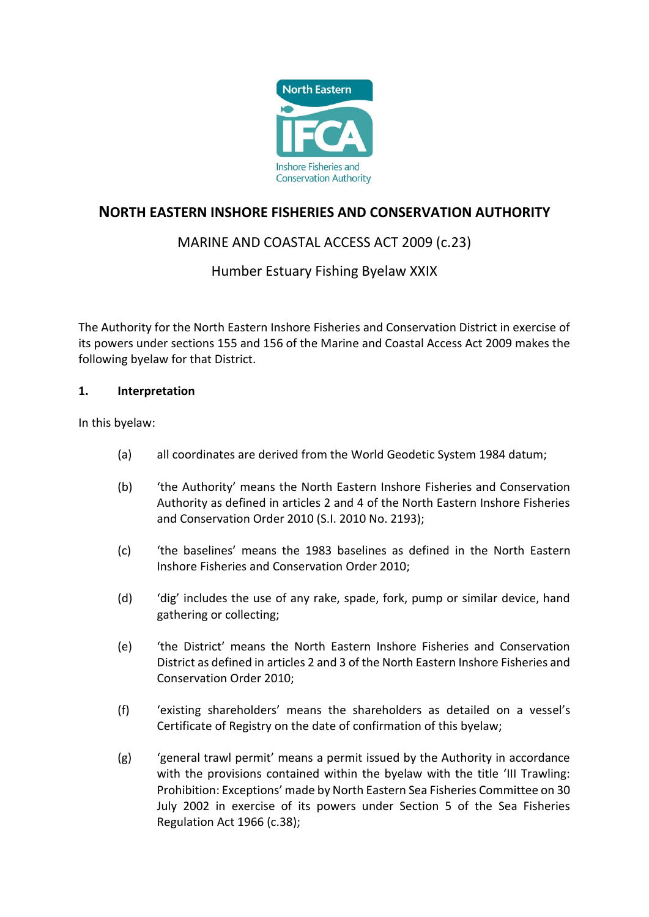# NORTH EASTERN INSHORE FISHERIES AND CONSERVATION AUTHORITY

## MARINE AND COASTAL ACCESS ACT 2009 (c.23)

## Humber Estuary Fishing Byelaw XXIX

The Authority for the North Eastern Inshore Fisheries and Conservation District in exercise of its powers under sections 155 and 156 of the Marine and Coastal Access Act 2009 makes the following byelaw for that District.

### 1. Interpretation

In this byelaw:

(a) all coordinates are derived from the World Geodetic System 1984 datum;

(b) 'the Authority' means the North Eastern Inshore Fisheries and Conservation Authority as defined in articles 2 and 4 of the North Eastern Inshore Fisheries and Conservation Order 2010 (S.I. 2010 No. 2193);

(c) 'the baselines' means the 1983 baselines as defined in the North Eastern Inshore Fisheries and Conservation Order 2010;

(d) 'dig' includes the use of any rake, spade, fork, pump or similar device, hand gathering or collecting;

(e) 'the District' means the North Eastern Inshore Fisheries and Conservation District as defined in articles 2 and 3 of the North Eastern Inshore Fisheries and Conservation Order 2010;

(f) 'existing shareholders' means the shareholders as detailed on a vessel's Certificate of Registry on the date of confirmation of this byelaw;

(g) 'general trawl permit' means a permit issued by the Authority in accordance with the provisions contained within the byelaw with the title 'III Trawling: Prohibition: Exceptions' made by North Eastern Sea Fisheries Committee on 30 July 2002 in exercise of its powers under Section 5 of the Sea Fisheries Regulation Act 1966 (c.38);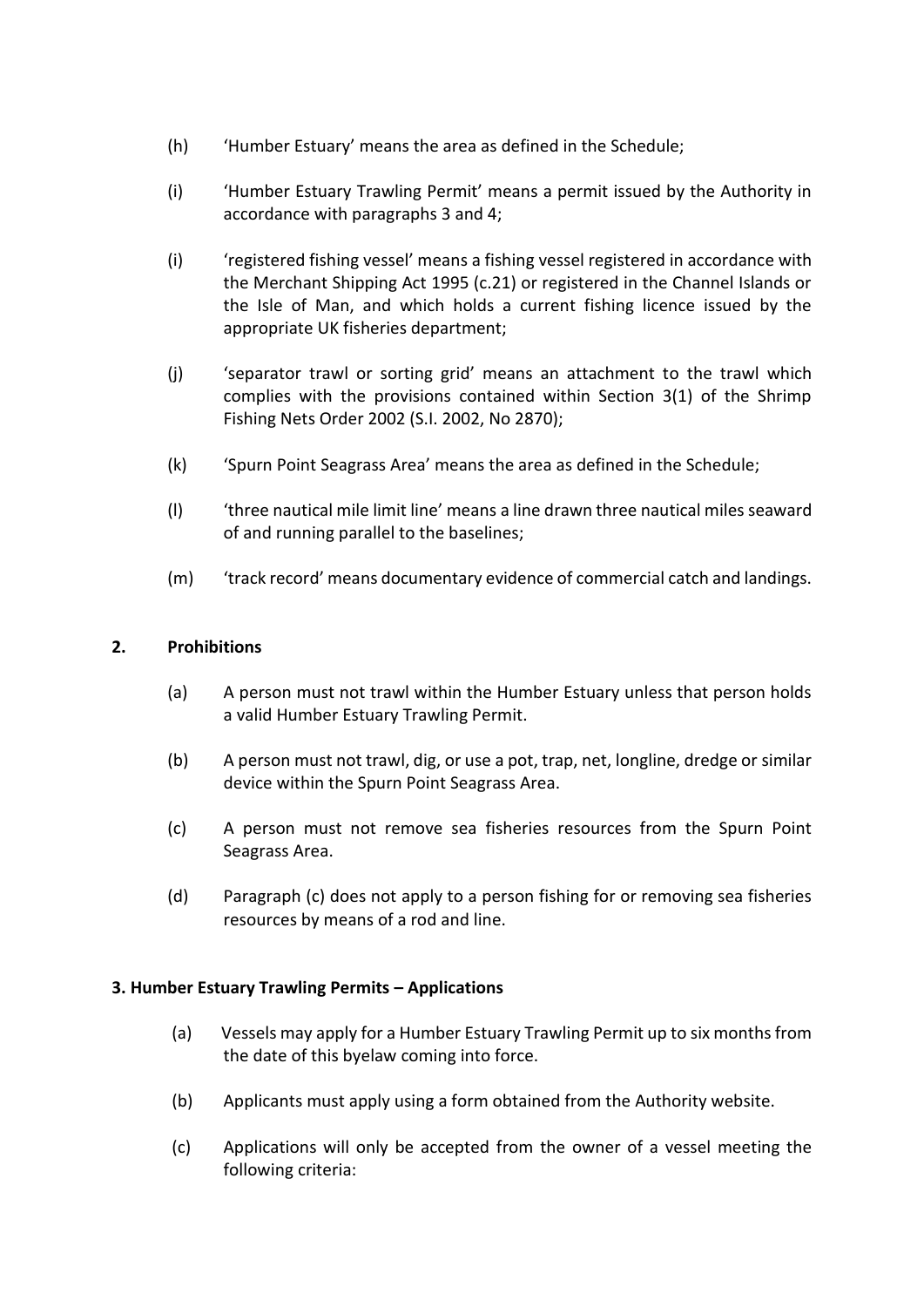(h) 'Humber Estuary' means the area as defined in the Schedule;

(i) 'Humber Estuary Trawling Permit' means a permit issued by the Authority in accordance with paragraphs 3 and 4;

(i) 'registered fishing vessel' means a fishing vessel registered in accordance with the Merchant Shipping Act 1995 (c.21) or registered in the Channel Islands or the Isle of Man, and which holds a current fishing licence issued by the appropriate UK fisheries department;

(j) 'separator trawl or sorting grid' means an attachment to the trawl which complies with the provisions contained within Section 3(1) of the Shrimp Fishing Nets Order 2002 (S.I. 2002, No 2870);

(k) 'Spurn Point Seagrass Area' means the area as defined in the Schedule;

(l) 'three nautical mile limit line' means a line drawn three nautical miles seaward of and running parallel to the baselines;

(m) 'track record' means documentary evidence of commercial catch and landings.

## 2. Prohibitions

(a) A person must not trawl within the Humber Estuary unless that person holds a valid Humber Estuary Trawling Permit.

(b) A person must not trawl, dig, or use a pot, trap, net, longline, dredge or similar device within the Spurn Point Seagrass Area.

(c) A person must not remove sea fisheries resources from the Spurn Point Seagrass Area.

(d) Paragraph (c) does not apply to a person fishing for or removing sea fisheries resources by means of a rod and line.

## 3. Humber Estuary Trawling Permits – Applications

(a) Vessels may apply for a Humber Estuary Trawling Permit up to six months from the date of this byelaw coming into force.

(b) Applicants must apply using a form obtained from the Authority website.

(c) Applications will only be accepted from the owner of a vessel meeting the following criteria: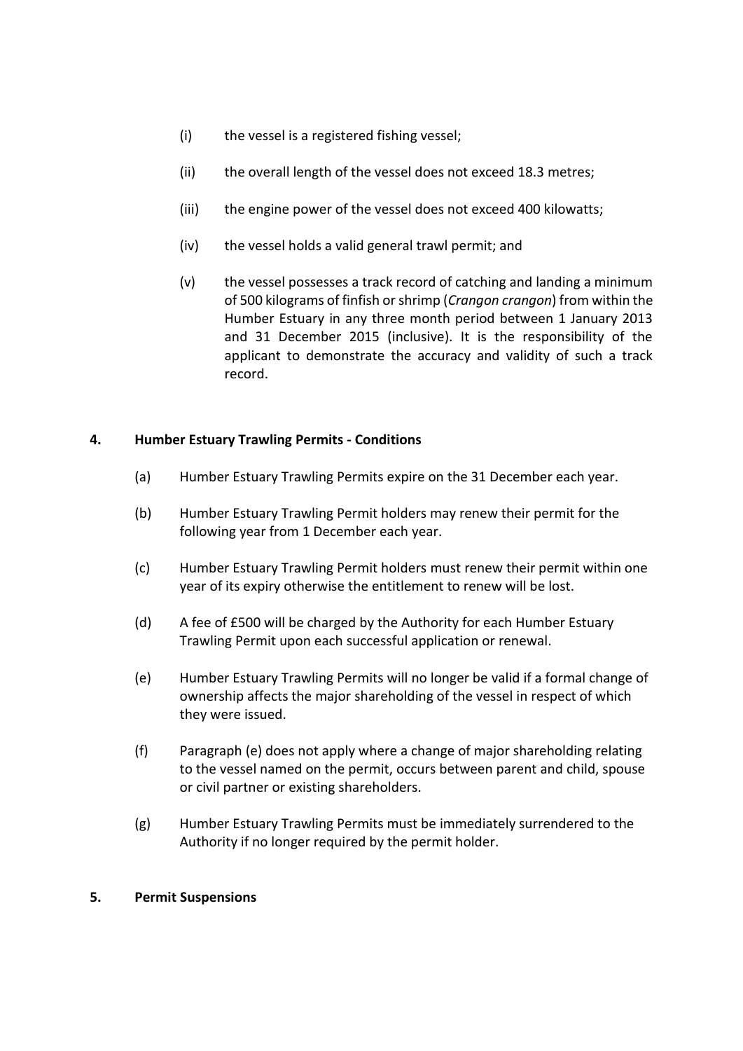(i) the vessel is a registered fishing vessel;

(ii) the overall length of the vessel does not exceed 18.3 metres;

(iii) the engine power of the vessel does not exceed 400 kilowatts;

(iv) the vessel holds a valid general trawl permit; and

(v) the vessel possesses a track record of catching and landing a minimum of 500 kilograms of finfish or shrimp (*Crangon crangon*) from within the Humber Estuary in any three month period between 1 January 2013 and 31 December 2015 (inclusive). It is the responsibility of the applicant to demonstrate the accuracy and validity of such a track record.

## 4. Humber Estuary Trawling Permits - Conditions

(a) Humber Estuary Trawling Permits expire on the 31 December each year.

(b) Humber Estuary Trawling Permit holders may renew their permit for the following year from 1 December each year.

(c) Humber Estuary Trawling Permit holders must renew their permit within one year of its expiry otherwise the entitlement to renew will be lost.

(d) A fee of £500 will be charged by the Authority for each Humber Estuary Trawling Permit upon each successful application or renewal.

(e) Humber Estuary Trawling Permits will no longer be valid if a formal change of ownership affects the major shareholding of the vessel in respect of which they were issued.

(f) Paragraph (e) does not apply where a change of major shareholding relating to the vessel named on the permit, occurs between parent and child, spouse or civil partner or existing shareholders.

(g) Humber Estuary Trawling Permits must be immediately surrendered to the Authority if no longer required by the permit holder.

## 5. Permit Suspensions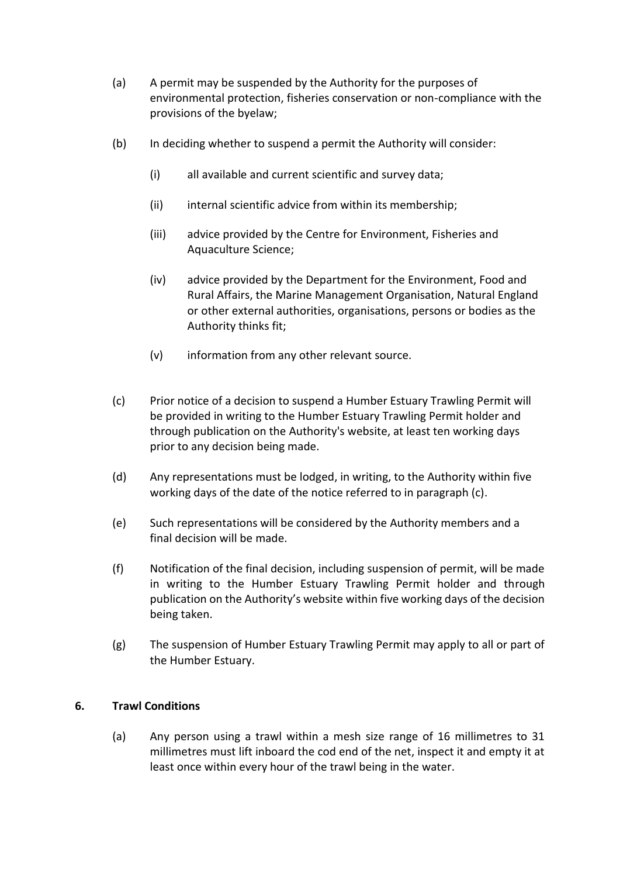(a) A permit may be suspended by the Authority for the purposes of environmental protection, fisheries conservation or non-compliance with the provisions of the byelaw;

(b) In deciding whether to suspend a permit the Authority will consider:

   (i) all available and current scientific and survey data;

   (ii) internal scientific advice from within its membership;

   (iii) advice provided by the Centre for Environment, Fisheries and Aquaculture Science;

   (iv) advice provided by the Department for the Environment, Food and Rural Affairs, the Marine Management Organisation, Natural England or other external authorities, organisations, persons or bodies as the Authority thinks fit;

   (v) information from any other relevant source.

(c) Prior notice of a decision to suspend a Humber Estuary Trawling Permit will be provided in writing to the Humber Estuary Trawling Permit holder and through publication on the Authority's website, at least ten working days prior to any decision being made.

(d) Any representations must be lodged, in writing, to the Authority within five working days of the date of the notice referred to in paragraph (c).

(e) Such representations will be considered by the Authority members and a final decision will be made.

(f) Notification of the final decision, including suspension of permit, will be made in writing to the Humber Estuary Trawling Permit holder and through publication on the Authority's website within five working days of the decision being taken.

(g) The suspension of Humber Estuary Trawling Permit may apply to all or part of the Humber Estuary.

## 6. Trawl Conditions

(a) Any person using a trawl within a mesh size range of 16 millimetres to 31 millimetres must lift inboard the cod end of the net, inspect it and empty it at least once within every hour of the trawl being in the water.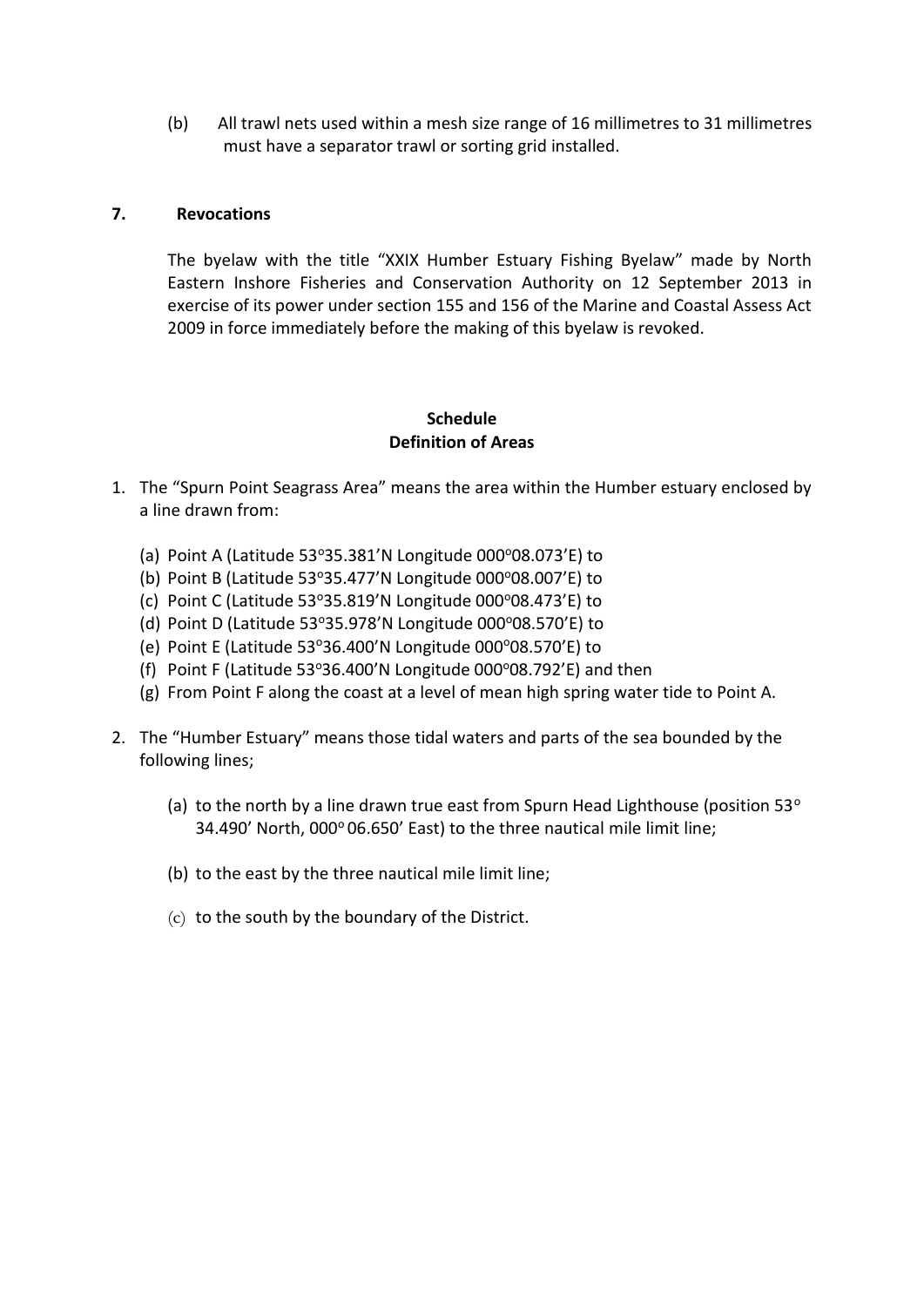(b) All trawl nets used within a mesh size range of 16 millimetres to 31 millimetres must have a separator trawl or sorting grid installed.

## 7. Revocations

The byelaw with the title "XXIX Humber Estuary Fishing Byelaw" made by North Eastern Inshore Fisheries and Conservation Authority on 12 September 2013 in exercise of its power under section 155 and 156 of the Marine and Coastal Assess Act 2009 in force immediately before the making of this byelaw is revoked.

## Schedule
## Definition of Areas

1. The "Spurn Point Seagrass Area" means the area within the Humber estuary enclosed by a line drawn from:

   (a) Point A (Latitude 53°35.381'N Longitude 000°08.073'E) to
   (b) Point B (Latitude 53°35.477'N Longitude 000°08.007'E) to
   (c) Point C (Latitude 53°35.819'N Longitude 000°08.473'E) to
   (d) Point D (Latitude 53°35.978'N Longitude 000°08.570'E) to
   (e) Point E (Latitude 53°36.400'N Longitude 000°08.570'E) to
   (f) Point F (Latitude 53°36.400'N Longitude 000°08.792'E) and then
   (g) From Point F along the coast at a level of mean high spring water tide to Point A.

2. The "Humber Estuary" means those tidal waters and parts of the sea bounded by the following lines;

   (a) to the north by a line drawn true east from Spurn Head Lighthouse (position 53° 34.490' North, 000° 06.650' East) to the three nautical mile limit line;

   (b) to the east by the three nautical mile limit line;

   (c) to the south by the boundary of the District.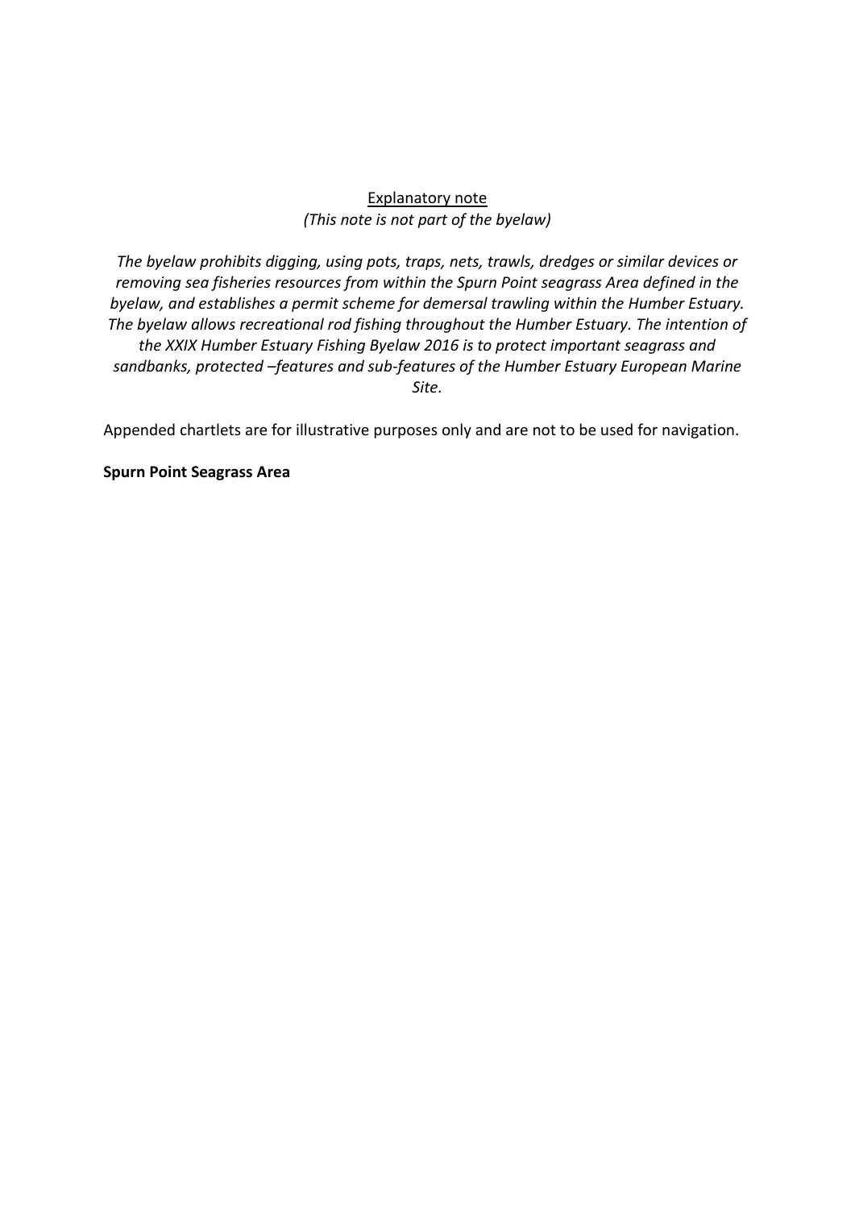<u>Explanatory note</u>

*(This note is not part of the byelaw)*

*The byelaw prohibits digging, using pots, traps, nets, trawls, dredges or similar devices or removing sea fisheries resources from within the Spurn Point seagrass Area defined in the byelaw, and establishes a permit scheme for demersal trawling within the Humber Estuary. The byelaw allows recreational rod fishing throughout the Humber Estuary. The intention of the XXIX Humber Estuary Fishing Byelaw 2016 is to protect important seagrass and sandbanks, protected –features and sub-features of the Humber Estuary European Marine Site.*

Appended chartlets are for illustrative purposes only and are not to be used for navigation.

**Spurn Point Seagrass Area**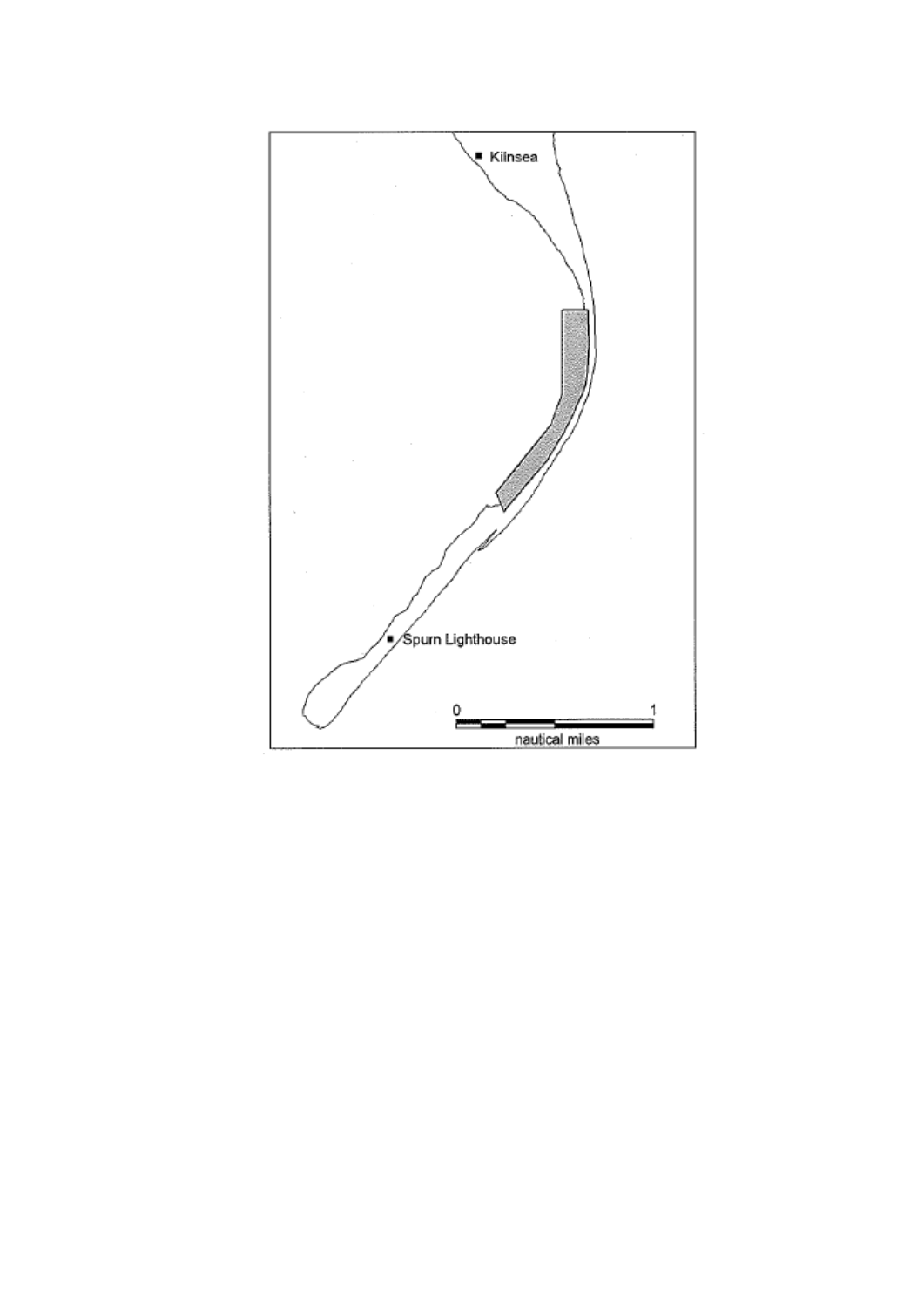Kilnsea

Spurn Lighthouse

0 1

nautical miles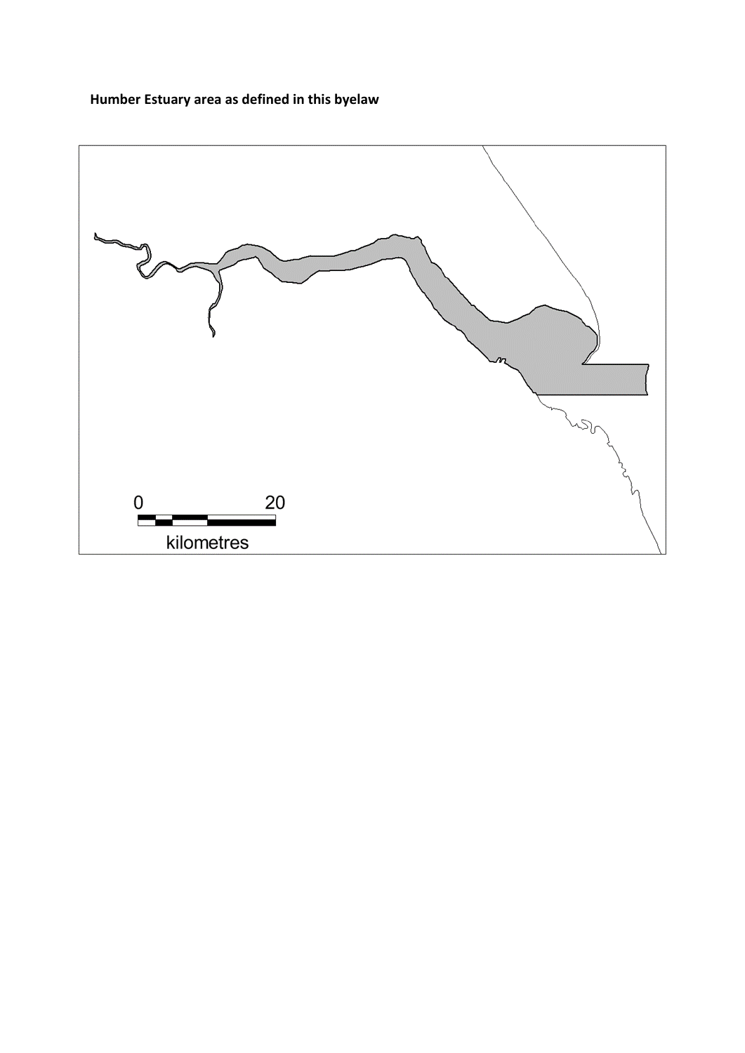**Humber Estuary area as defined in this byelaw**

0

20

kilometres